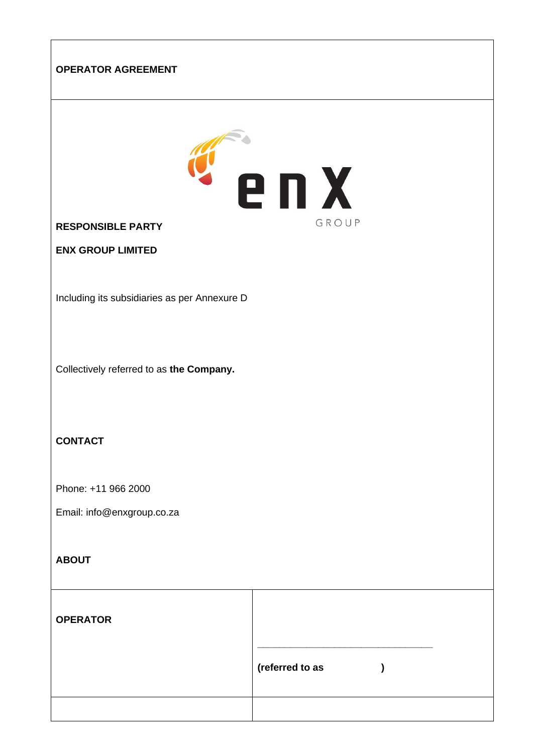**OPERATOR AGREEMENT**

**RESPONSIBLE PARTY**

**ENX GROUP LIMITED**

Including its subsidiaries as per Annexure D

Collectively referred to as **the Company.**

**CONTACT**

Phone: +11 966 2000

Email: info@enxgroup.co.za

**ABOUT**

| **OPERATOR** | _______________________________ **(referred to as )** |
|---|---|
| | |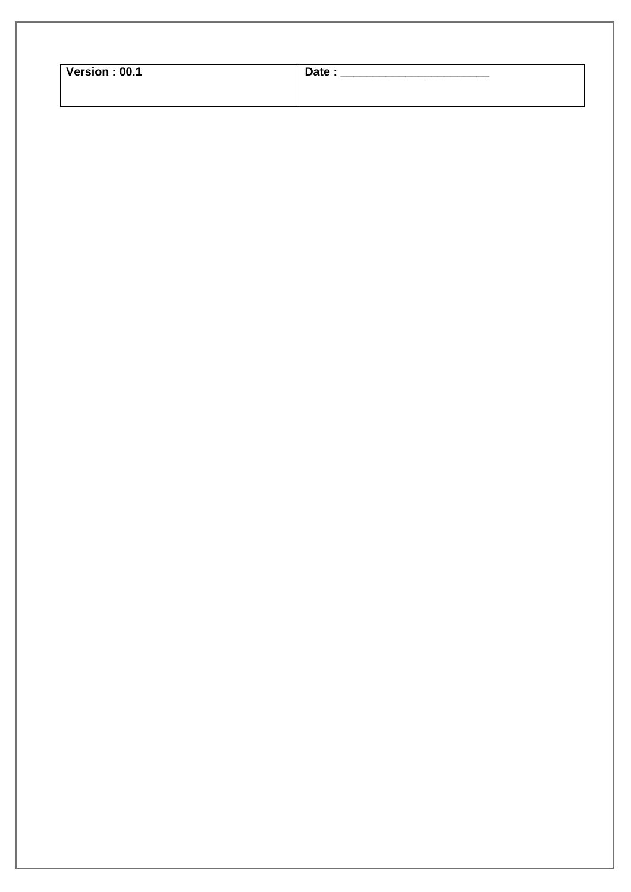| Version : 00.1 | Date : ______________________ |
| --- | --- |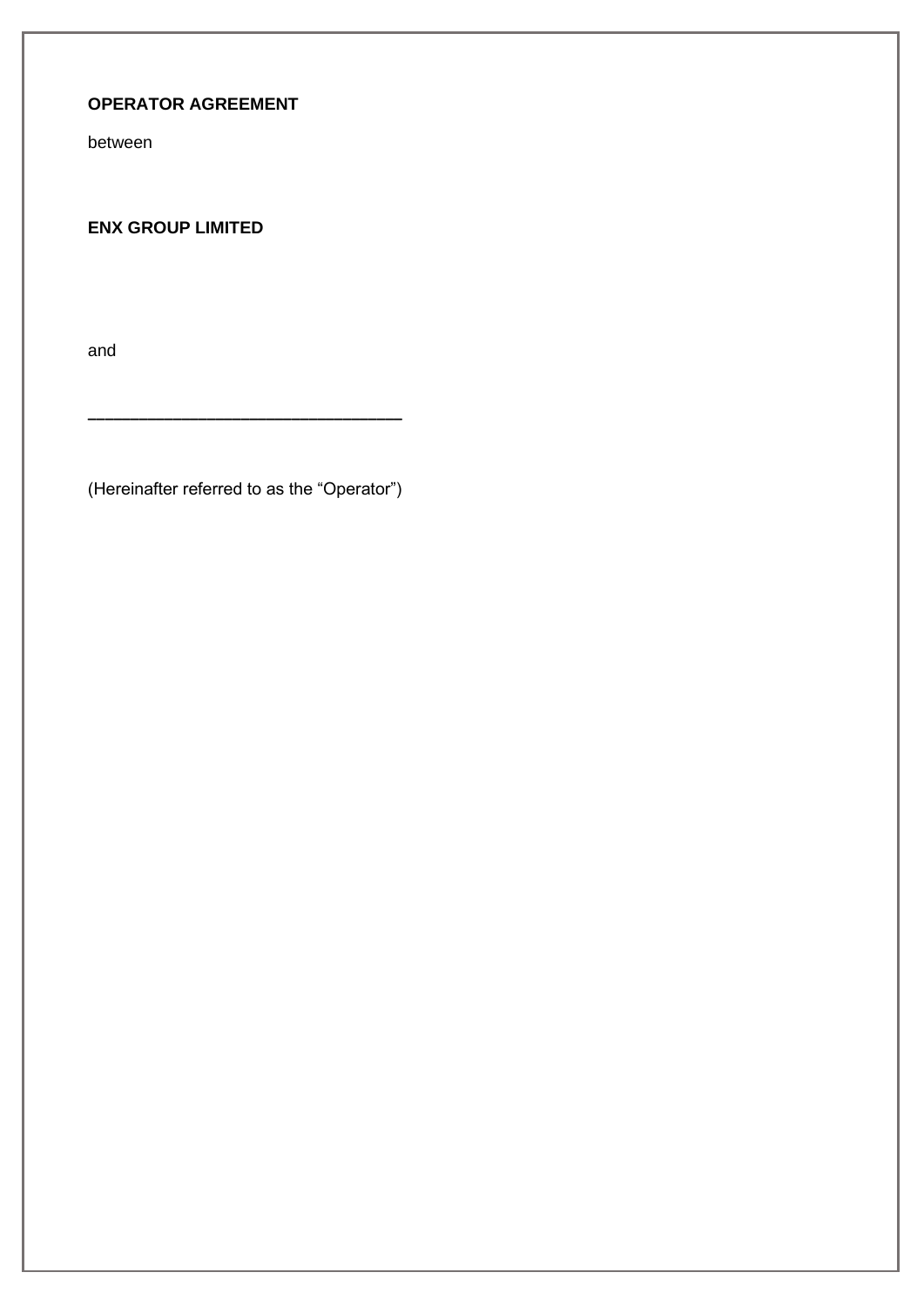**OPERATOR AGREEMENT**

between

**ENX GROUP LIMITED**

and

________________________________

(Hereinafter referred to as the "Operator")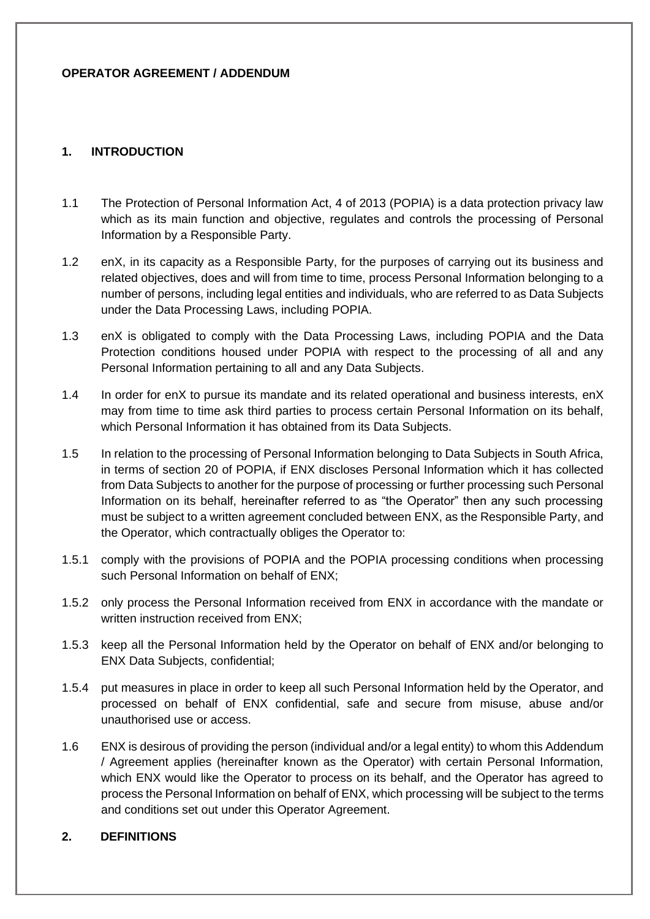**OPERATOR AGREEMENT / ADDENDUM**

## 1. INTRODUCTION

1.1 The Protection of Personal Information Act, 4 of 2013 (POPIA) is a data protection privacy law which as its main function and objective, regulates and controls the processing of Personal Information by a Responsible Party.

1.2 enX, in its capacity as a Responsible Party, for the purposes of carrying out its business and related objectives, does and will from time to time, process Personal Information belonging to a number of persons, including legal entities and individuals, who are referred to as Data Subjects under the Data Processing Laws, including POPIA.

1.3 enX is obligated to comply with the Data Processing Laws, including POPIA and the Data Protection conditions housed under POPIA with respect to the processing of all and any Personal Information pertaining to all and any Data Subjects.

1.4 In order for enX to pursue its mandate and its related operational and business interests, enX may from time to time ask third parties to process certain Personal Information on its behalf, which Personal Information it has obtained from its Data Subjects.

1.5 In relation to the processing of Personal Information belonging to Data Subjects in South Africa, in terms of section 20 of POPIA, if ENX discloses Personal Information which it has collected from Data Subjects to another for the purpose of processing or further processing such Personal Information on its behalf, hereinafter referred to as "the Operator" then any such processing must be subject to a written agreement concluded between ENX, as the Responsible Party, and the Operator, which contractually obliges the Operator to:

1.5.1 comply with the provisions of POPIA and the POPIA processing conditions when processing such Personal Information on behalf of ENX;

1.5.2 only process the Personal Information received from ENX in accordance with the mandate or written instruction received from ENX;

1.5.3 keep all the Personal Information held by the Operator on behalf of ENX and/or belonging to ENX Data Subjects, confidential;

1.5.4 put measures in place in order to keep all such Personal Information held by the Operator, and processed on behalf of ENX confidential, safe and secure from misuse, abuse and/or unauthorised use or access.

1.6 ENX is desirous of providing the person (individual and/or a legal entity) to whom this Addendum / Agreement applies (hereinafter known as the Operator) with certain Personal Information, which ENX would like the Operator to process on its behalf, and the Operator has agreed to process the Personal Information on behalf of ENX, which processing will be subject to the terms and conditions set out under this Operator Agreement.

## 2. DEFINITIONS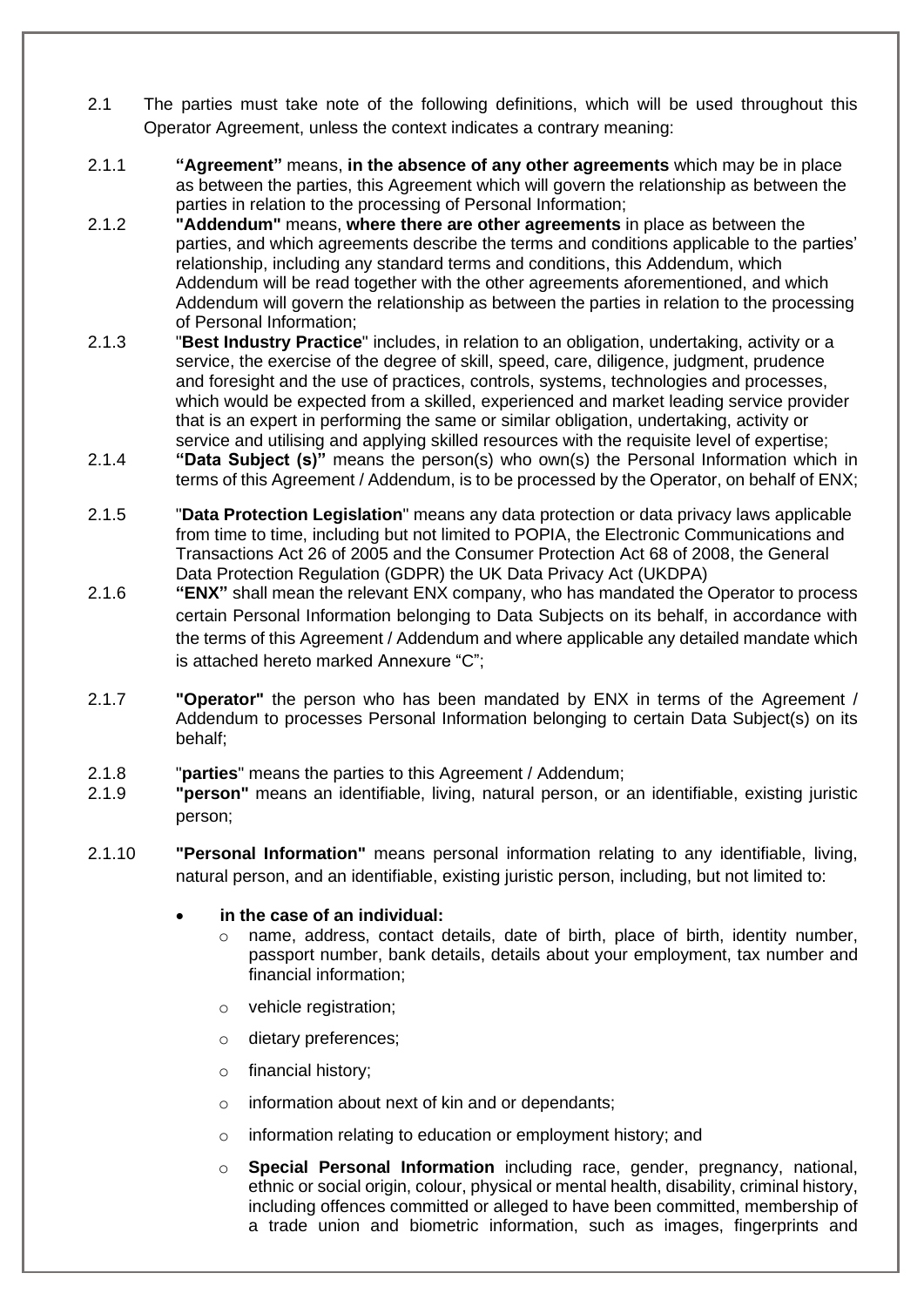2.1 The parties must take note of the following definitions, which will be used throughout this Operator Agreement, unless the context indicates a contrary meaning:

2.1.1 **"Agreement"** means, **in the absence of any other agreements** which may be in place as between the parties, this Agreement which will govern the relationship as between the parties in relation to the processing of Personal Information;

2.1.2 **"Addendum"** means, **where there are other agreements** in place as between the parties, and which agreements describe the terms and conditions applicable to the parties' relationship, including any standard terms and conditions, this Addendum, which Addendum will be read together with the other agreements aforementioned, and which Addendum will govern the relationship as between the parties in relation to the processing of Personal Information;

2.1.3 "**Best Industry Practice**" includes, in relation to an obligation, undertaking, activity or a service, the exercise of the degree of skill, speed, care, diligence, judgment, prudence and foresight and the use of practices, controls, systems, technologies and processes, which would be expected from a skilled, experienced and market leading service provider that is an expert in performing the same or similar obligation, undertaking, activity or service and utilising and applying skilled resources with the requisite level of expertise;

2.1.4 **"Data Subject (s)"** means the person(s) who own(s) the Personal Information which in terms of this Agreement / Addendum, is to be processed by the Operator, on behalf of ENX;

2.1.5 "**Data Protection Legislation**" means any data protection or data privacy laws applicable from time to time, including but not limited to POPIA, the Electronic Communications and Transactions Act 26 of 2005 and the Consumer Protection Act 68 of 2008, the General Data Protection Regulation (GDPR) the UK Data Privacy Act (UKDPA)

2.1.6 **"ENX"** shall mean the relevant ENX company, who has mandated the Operator to process certain Personal Information belonging to Data Subjects on its behalf, in accordance with the terms of this Agreement / Addendum and where applicable any detailed mandate which is attached hereto marked Annexure "C";

2.1.7 **"Operator"** the person who has been mandated by ENX in terms of the Agreement / Addendum to processes Personal Information belonging to certain Data Subject(s) on its behalf;

2.1.8 "**parties**" means the parties to this Agreement / Addendum;

2.1.9 **"person"** means an identifiable, living, natural person, or an identifiable, existing juristic person;

2.1.10 **"Personal Information"** means personal information relating to any identifiable, living, natural person, and an identifiable, existing juristic person, including, but not limited to:

- **in the case of an individual:**
  - name, address, contact details, date of birth, place of birth, identity number, passport number, bank details, details about your employment, tax number and financial information;
  - vehicle registration;
  - dietary preferences;
  - financial history;
  - information about next of kin and or dependants;
  - information relating to education or employment history; and
  - **Special Personal Information** including race, gender, pregnancy, national, ethnic or social origin, colour, physical or mental health, disability, criminal history, including offences committed or alleged to have been committed, membership of a trade union and biometric information, such as images, fingerprints and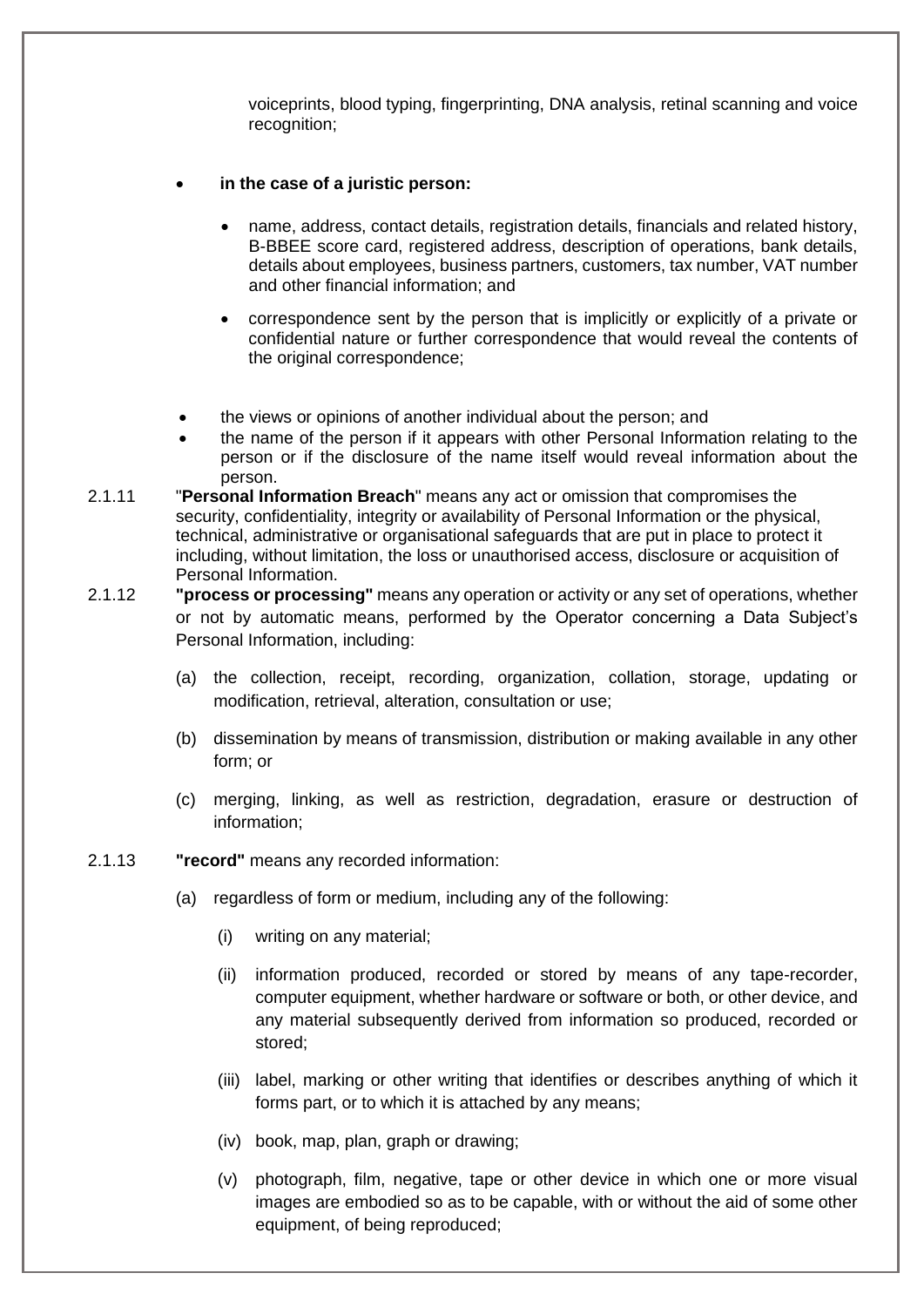voiceprints, blood typing, fingerprinting, DNA analysis, retinal scanning and voice recognition;

- **in the case of a juristic person:**
  - name, address, contact details, registration details, financials and related history, B-BBEE score card, registered address, description of operations, bank details, details about employees, business partners, customers, tax number, VAT number and other financial information; and
  - correspondence sent by the person that is implicitly or explicitly of a private or confidential nature or further correspondence that would reveal the contents of the original correspondence;

- the views or opinions of another individual about the person; and
- the name of the person if it appears with other Personal Information relating to the person or if the disclosure of the name itself would reveal information about the person.

2.1.11 "**Personal Information Breach**" means any act or omission that compromises the security, confidentiality, integrity or availability of Personal Information or the physical, technical, administrative or organisational safeguards that are put in place to protect it including, without limitation, the loss or unauthorised access, disclosure or acquisition of Personal Information.

2.1.12 **"process or processing"** means any operation or activity or any set of operations, whether or not by automatic means, performed by the Operator concerning a Data Subject's Personal Information, including:

(a) the collection, receipt, recording, organization, collation, storage, updating or modification, retrieval, alteration, consultation or use;

(b) dissemination by means of transmission, distribution or making available in any other form; or

(c) merging, linking, as well as restriction, degradation, erasure or destruction of information;

2.1.13 **"record"** means any recorded information:

(a) regardless of form or medium, including any of the following:

(i) writing on any material;

(ii) information produced, recorded or stored by means of any tape-recorder, computer equipment, whether hardware or software or both, or other device, and any material subsequently derived from information so produced, recorded or stored;

(iii) label, marking or other writing that identifies or describes anything of which it forms part, or to which it is attached by any means;

(iv) book, map, plan, graph or drawing;

(v) photograph, film, negative, tape or other device in which one or more visual images are embodied so as to be capable, with or without the aid of some other equipment, of being reproduced;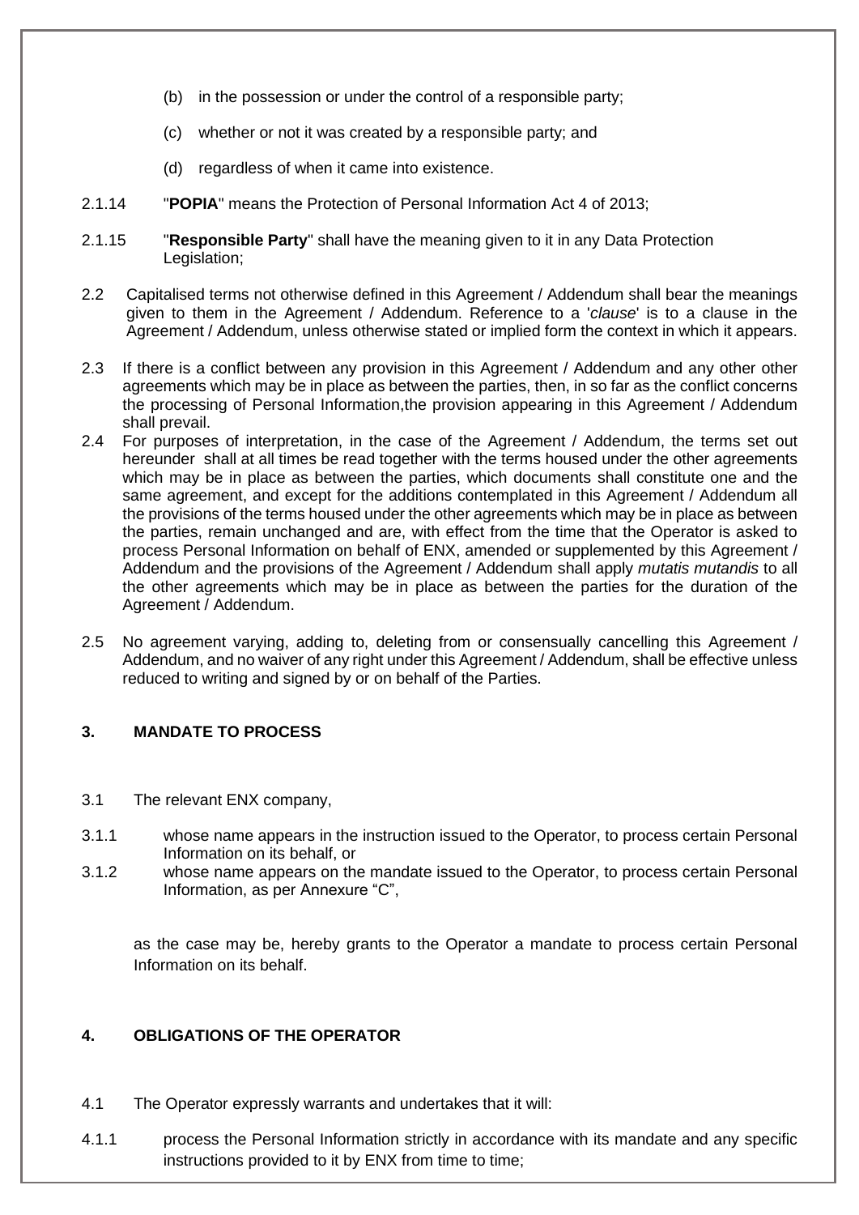(b) in the possession or under the control of a responsible party;

(c) whether or not it was created by a responsible party; and

(d) regardless of when it came into existence.

2.1.14 "**POPIA**" means the Protection of Personal Information Act 4 of 2013;

2.1.15 "**Responsible Party**" shall have the meaning given to it in any Data Protection Legislation;

2.2 Capitalised terms not otherwise defined in this Agreement / Addendum shall bear the meanings given to them in the Agreement / Addendum. Reference to a '*clause*' is to a clause in the Agreement / Addendum, unless otherwise stated or implied form the context in which it appears.

2.3 If there is a conflict between any provision in this Agreement / Addendum and any other other agreements which may be in place as between the parties, then, in so far as the conflict concerns the processing of Personal Information,the provision appearing in this Agreement / Addendum shall prevail.

2.4 For purposes of interpretation, in the case of the Agreement / Addendum, the terms set out hereunder shall at all times be read together with the terms housed under the other agreements which may be in place as between the parties, which documents shall constitute one and the same agreement, and except for the additions contemplated in this Agreement / Addendum all the provisions of the terms housed under the other agreements which may be in place as between the parties, remain unchanged and are, with effect from the time that the Operator is asked to process Personal Information on behalf of ENX, amended or supplemented by this Agreement / Addendum and the provisions of the Agreement / Addendum shall apply *mutatis mutandis* to all the other agreements which may be in place as between the parties for the duration of the Agreement / Addendum.

2.5 No agreement varying, adding to, deleting from or consensually cancelling this Agreement / Addendum, and no waiver of any right under this Agreement / Addendum, shall be effective unless reduced to writing and signed by or on behalf of the Parties.

## 3. MANDATE TO PROCESS

3.1 The relevant ENX company,

3.1.1 whose name appears in the instruction issued to the Operator, to process certain Personal Information on its behalf, or

3.1.2 whose name appears on the mandate issued to the Operator, to process certain Personal Information, as per Annexure "C",

as the case may be, hereby grants to the Operator a mandate to process certain Personal Information on its behalf.

## 4. OBLIGATIONS OF THE OPERATOR

4.1 The Operator expressly warrants and undertakes that it will:

4.1.1 process the Personal Information strictly in accordance with its mandate and any specific instructions provided to it by ENX from time to time;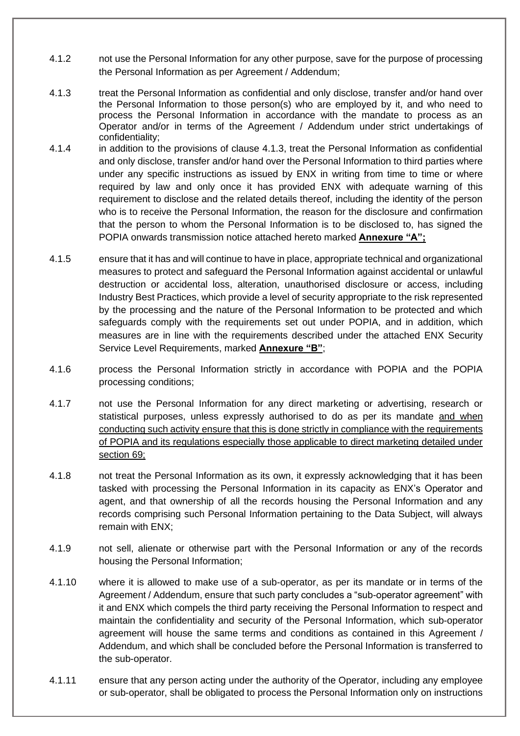4.1.2 not use the Personal Information for any other purpose, save for the purpose of processing the Personal Information as per Agreement / Addendum;

4.1.3 treat the Personal Information as confidential and only disclose, transfer and/or hand over the Personal Information to those person(s) who are employed by it, and who need to process the Personal Information in accordance with the mandate to process as an Operator and/or in terms of the Agreement / Addendum under strict undertakings of confidentiality;

4.1.4 in addition to the provisions of clause 4.1.3, treat the Personal Information as confidential and only disclose, transfer and/or hand over the Personal Information to third parties where under any specific instructions as issued by ENX in writing from time to time or where required by law and only once it has provided ENX with adequate warning of this requirement to disclose and the related details thereof, including the identity of the person who is to receive the Personal Information, the reason for the disclosure and confirmation that the person to whom the Personal Information is to be disclosed to, has signed the POPIA onwards transmission notice attached hereto marked **<u>Annexure "A";</u>**

4.1.5 ensure that it has and will continue to have in place, appropriate technical and organizational measures to protect and safeguard the Personal Information against accidental or unlawful destruction or accidental loss, alteration, unauthorised disclosure or access, including Industry Best Practices, which provide a level of security appropriate to the risk represented by the processing and the nature of the Personal Information to be protected and which safeguards comply with the requirements set out under POPIA, and in addition, which measures are in line with the requirements described under the attached ENX Security Service Level Requirements, marked **<u>Annexure "B"</u>**;

4.1.6 process the Personal Information strictly in accordance with POPIA and the POPIA processing conditions;

4.1.7 not use the Personal Information for any direct marketing or advertising, research or statistical purposes, unless expressly authorised to do as per its mandate <u>and when conducting such activity ensure that this is done strictly in compliance with the requirements of POPIA and its regulations especially those applicable to direct marketing detailed under section 69;</u>

4.1.8 not treat the Personal Information as its own, it expressly acknowledging that it has been tasked with processing the Personal Information in its capacity as ENX's Operator and agent, and that ownership of all the records housing the Personal Information and any records comprising such Personal Information pertaining to the Data Subject, will always remain with ENX;

4.1.9 not sell, alienate or otherwise part with the Personal Information or any of the records housing the Personal Information;

4.1.10 where it is allowed to make use of a sub-operator, as per its mandate or in terms of the Agreement / Addendum, ensure that such party concludes a "sub-operator agreement" with it and ENX which compels the third party receiving the Personal Information to respect and maintain the confidentiality and security of the Personal Information, which sub-operator agreement will house the same terms and conditions as contained in this Agreement / Addendum, and which shall be concluded before the Personal Information is transferred to the sub-operator.

4.1.11 ensure that any person acting under the authority of the Operator, including any employee or sub-operator, shall be obligated to process the Personal Information only on instructions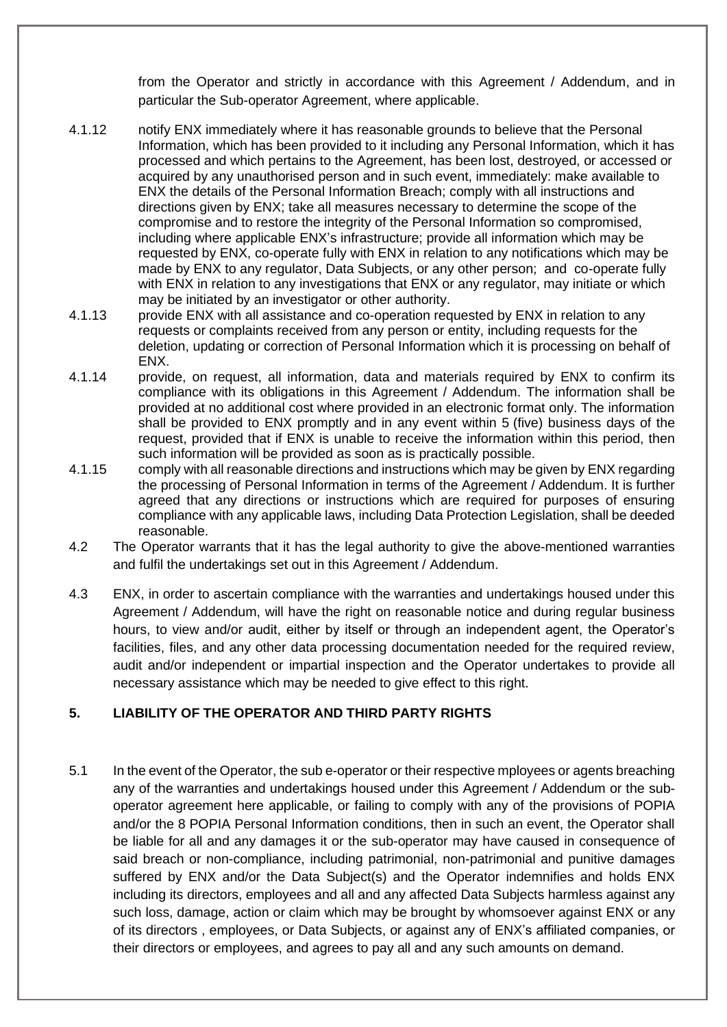from the Operator and strictly in accordance with this Agreement / Addendum, and in particular the Sub-operator Agreement, where applicable.

4.1.12 notify ENX immediately where it has reasonable grounds to believe that the Personal Information, which has been provided to it including any Personal Information, which it has processed and which pertains to the Agreement, has been lost, destroyed, or accessed or acquired by any unauthorised person and in such event, immediately: make available to ENX the details of the Personal Information Breach; comply with all instructions and directions given by ENX; take all measures necessary to determine the scope of the compromise and to restore the integrity of the Personal Information so compromised, including where applicable ENX's infrastructure; provide all information which may be requested by ENX, co-operate fully with ENX in relation to any notifications which may be made by ENX to any regulator, Data Subjects, or any other person; and co-operate fully with ENX in relation to any investigations that ENX or any regulator, may initiate or which may be initiated by an investigator or other authority.

4.1.13 provide ENX with all assistance and co-operation requested by ENX in relation to any requests or complaints received from any person or entity, including requests for the deletion, updating or correction of Personal Information which it is processing on behalf of ENX.

4.1.14 provide, on request, all information, data and materials required by ENX to confirm its compliance with its obligations in this Agreement / Addendum. The information shall be provided at no additional cost where provided in an electronic format only. The information shall be provided to ENX promptly and in any event within 5 (five) business days of the request, provided that if ENX is unable to receive the information within this period, then such information will be provided as soon as is practically possible.

4.1.15 comply with all reasonable directions and instructions which may be given by ENX regarding the processing of Personal Information in terms of the Agreement / Addendum. It is further agreed that any directions or instructions which are required for purposes of ensuring compliance with any applicable laws, including Data Protection Legislation, shall be deeded reasonable.

4.2 The Operator warrants that it has the legal authority to give the above-mentioned warranties and fulfil the undertakings set out in this Agreement / Addendum.

4.3 ENX, in order to ascertain compliance with the warranties and undertakings housed under this Agreement / Addendum, will have the right on reasonable notice and during regular business hours, to view and/or audit, either by itself or through an independent agent, the Operator's facilities, files, and any other data processing documentation needed for the required review, audit and/or independent or impartial inspection and the Operator undertakes to provide all necessary assistance which may be needed to give effect to this right.

## 5. LIABILITY OF THE OPERATOR AND THIRD PARTY RIGHTS

5.1 In the event of the Operator, the sub e-operator or their respective mployees or agents breaching any of the warranties and undertakings housed under this Agreement / Addendum or the sub-operator agreement here applicable, or failing to comply with any of the provisions of POPIA and/or the 8 POPIA Personal Information conditions, then in such an event, the Operator shall be liable for all and any damages it or the sub-operator may have caused in consequence of said breach or non-compliance, including patrimonial, non-patrimonial and punitive damages suffered by ENX and/or the Data Subject(s) and the Operator indemnifies and holds ENX including its directors, employees and all and any affected Data Subjects harmless against any such loss, damage, action or claim which may be brought by whomsoever against ENX or any of its directors , employees, or Data Subjects, or against any of ENX's affiliated companies, or their directors or employees, and agrees to pay all and any such amounts on demand.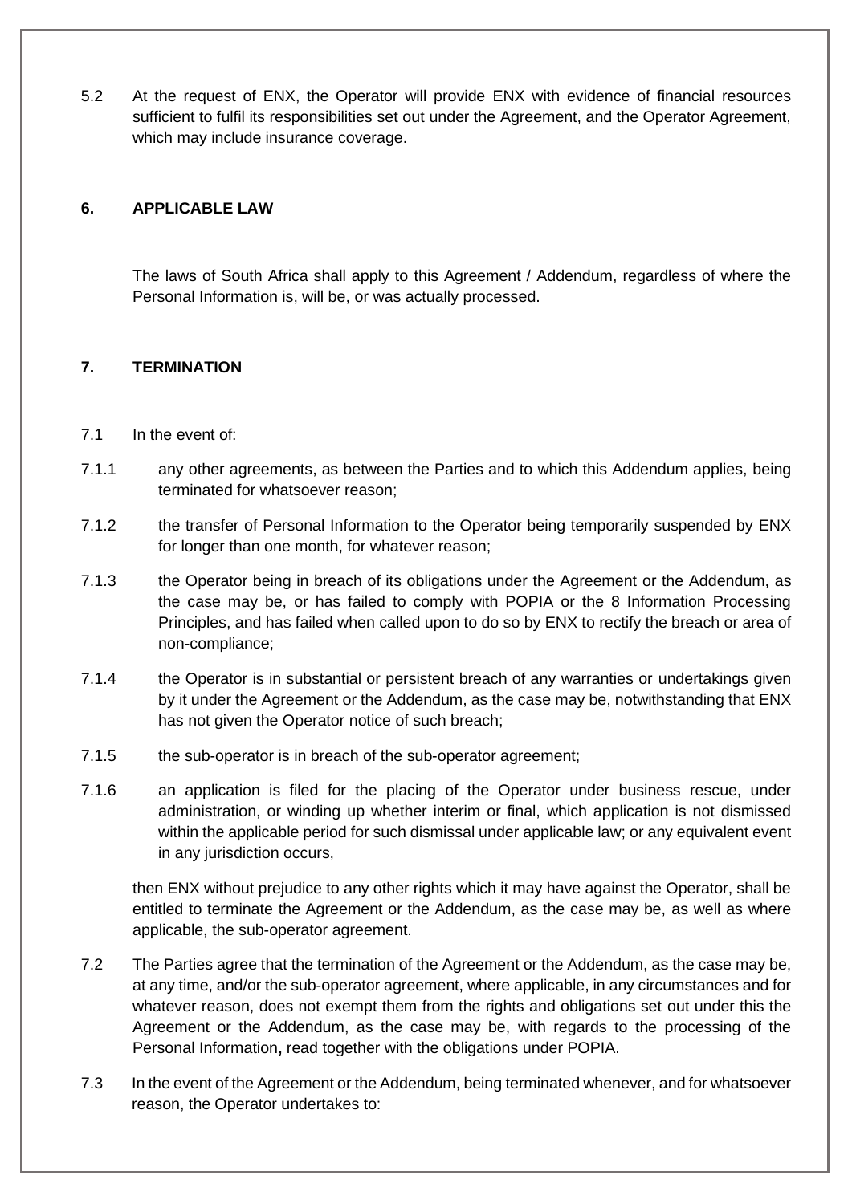5.2 At the request of ENX, the Operator will provide ENX with evidence of financial resources sufficient to fulfil its responsibilities set out under the Agreement, and the Operator Agreement, which may include insurance coverage.

## 6. APPLICABLE LAW

The laws of South Africa shall apply to this Agreement / Addendum, regardless of where the Personal Information is, will be, or was actually processed.

## 7. TERMINATION

7.1 In the event of:

7.1.1 any other agreements, as between the Parties and to which this Addendum applies, being terminated for whatsoever reason;

7.1.2 the transfer of Personal Information to the Operator being temporarily suspended by ENX for longer than one month, for whatever reason;

7.1.3 the Operator being in breach of its obligations under the Agreement or the Addendum, as the case may be, or has failed to comply with POPIA or the 8 Information Processing Principles, and has failed when called upon to do so by ENX to rectify the breach or area of non-compliance;

7.1.4 the Operator is in substantial or persistent breach of any warranties or undertakings given by it under the Agreement or the Addendum, as the case may be, notwithstanding that ENX has not given the Operator notice of such breach;

7.1.5 the sub-operator is in breach of the sub-operator agreement;

7.1.6 an application is filed for the placing of the Operator under business rescue, under administration, or winding up whether interim or final, which application is not dismissed within the applicable period for such dismissal under applicable law; or any equivalent event in any jurisdiction occurs,

then ENX without prejudice to any other rights which it may have against the Operator, shall be entitled to terminate the Agreement or the Addendum, as the case may be, as well as where applicable, the sub-operator agreement.

7.2 The Parties agree that the termination of the Agreement or the Addendum, as the case may be, at any time, and/or the sub-operator agreement, where applicable, in any circumstances and for whatever reason, does not exempt them from the rights and obligations set out under this the Agreement or the Addendum, as the case may be, with regards to the processing of the Personal Information**,** read together with the obligations under POPIA.

7.3 In the event of the Agreement or the Addendum, being terminated whenever, and for whatsoever reason, the Operator undertakes to: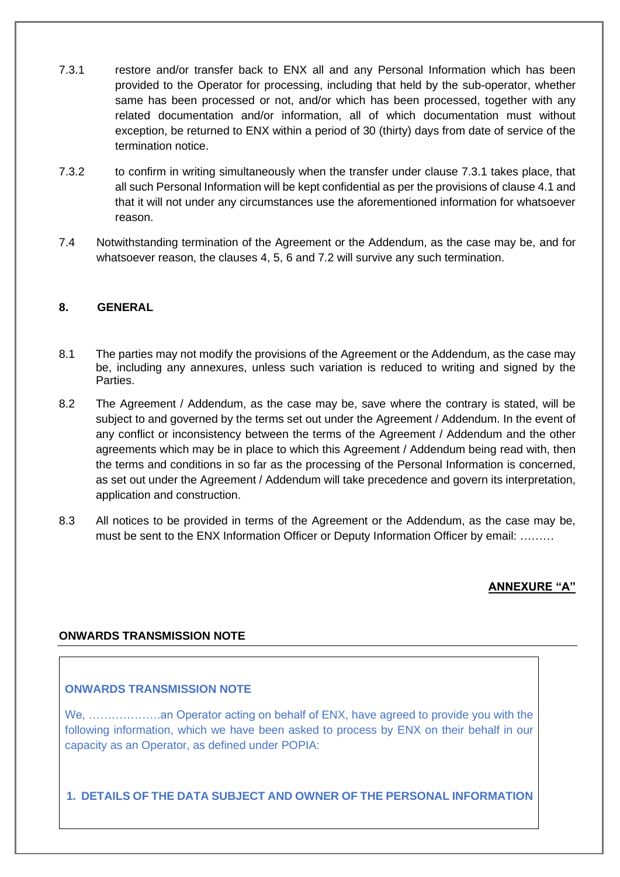7.3.1 restore and/or transfer back to ENX all and any Personal Information which has been provided to the Operator for processing, including that held by the sub-operator, whether same has been processed or not, and/or which has been processed, together with any related documentation and/or information, all of which documentation must without exception, be returned to ENX within a period of 30 (thirty) days from date of service of the termination notice.

7.3.2 to confirm in writing simultaneously when the transfer under clause 7.3.1 takes place, that all such Personal Information will be kept confidential as per the provisions of clause 4.1 and that it will not under any circumstances use the aforementioned information for whatsoever reason.

7.4 Notwithstanding termination of the Agreement or the Addendum, as the case may be, and for whatsoever reason, the clauses 4, 5, 6 and 7.2 will survive any such termination.

## 8. GENERAL

8.1 The parties may not modify the provisions of the Agreement or the Addendum, as the case may be, including any annexures, unless such variation is reduced to writing and signed by the Parties.

8.2 The Agreement / Addendum, as the case may be, save where the contrary is stated, will be subject to and governed by the terms set out under the Agreement / Addendum. In the event of any conflict or inconsistency between the terms of the Agreement / Addendum and the other agreements which may be in place to which this Agreement / Addendum being read with, then the terms and conditions in so far as the processing of the Personal Information is concerned, as set out under the Agreement / Addendum will take precedence and govern its interpretation, application and construction.

8.3 All notices to be provided in terms of the Agreement or the Addendum, as the case may be, must be sent to the ENX Information Officer or Deputy Information Officer by email: ………

**ANNEXURE "A"**

**ONWARDS TRANSMISSION NOTE**

**ONWARDS TRANSMISSION NOTE**

We, ……………….an Operator acting on behalf of ENX, have agreed to provide you with the following information, which we have been asked to process by ENX on their behalf in our capacity as an Operator, as defined under POPIA:

**1. DETAILS OF THE DATA SUBJECT AND OWNER OF THE PERSONAL INFORMATION**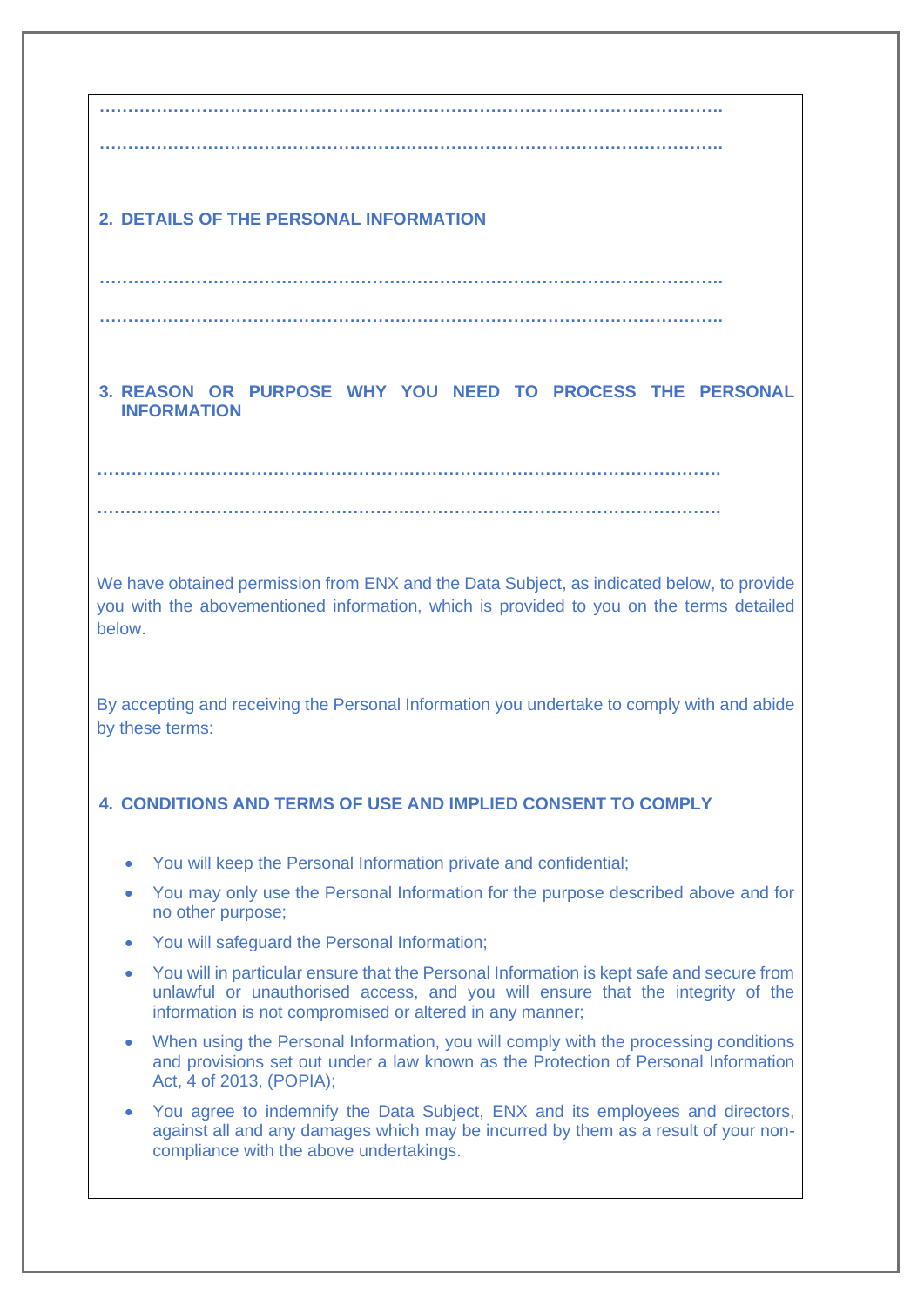…………………………………………………………………………………………………….

…………………………………………………………………………………………………….

## 2. DETAILS OF THE PERSONAL INFORMATION

…………………………………………………………………………………………………….

…………………………………………………………………………………………………….

## 3. REASON OR PURPOSE WHY YOU NEED TO PROCESS THE PERSONAL INFORMATION

…………………………………………………………………………………………………….

…………………………………………………………………………………………………….

We have obtained permission from ENX and the Data Subject, as indicated below, to provide you with the abovementioned information, which is provided to you on the terms detailed below.

By accepting and receiving the Personal Information you undertake to comply with and abide by these terms:

## 4. CONDITIONS AND TERMS OF USE AND IMPLIED CONSENT TO COMPLY

- You will keep the Personal Information private and confidential;
- You may only use the Personal Information for the purpose described above and for no other purpose;
- You will safeguard the Personal Information;
- You will in particular ensure that the Personal Information is kept safe and secure from unlawful or unauthorised access, and you will ensure that the integrity of the information is not compromised or altered in any manner;
- When using the Personal Information, you will comply with the processing conditions and provisions set out under a law known as the Protection of Personal Information Act, 4 of 2013, (POPIA);
- You agree to indemnify the Data Subject, ENX and its employees and directors, against all and any damages which may be incurred by them as a result of your non-compliance with the above undertakings.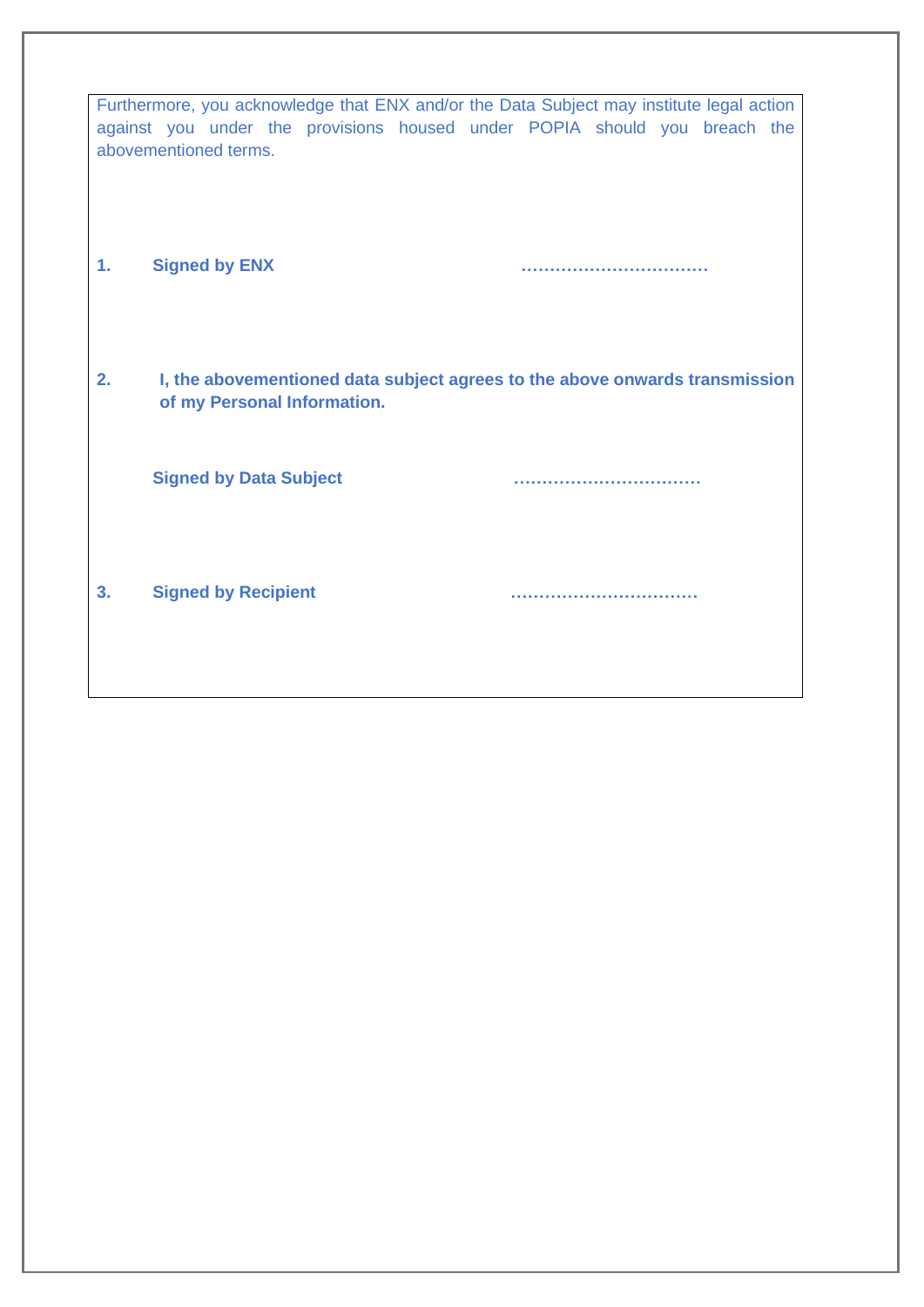Furthermore, you acknowledge that ENX and/or the Data Subject may institute legal action against you under the provisions housed under POPIA should you breach the abovementioned terms.

**1. Signed by ENX** ……………………………

**2. I, the abovementioned data subject agrees to the above onwards transmission of my Personal Information.**

**Signed by Data Subject** ……………………………

**3. Signed by Recipient** ……………………………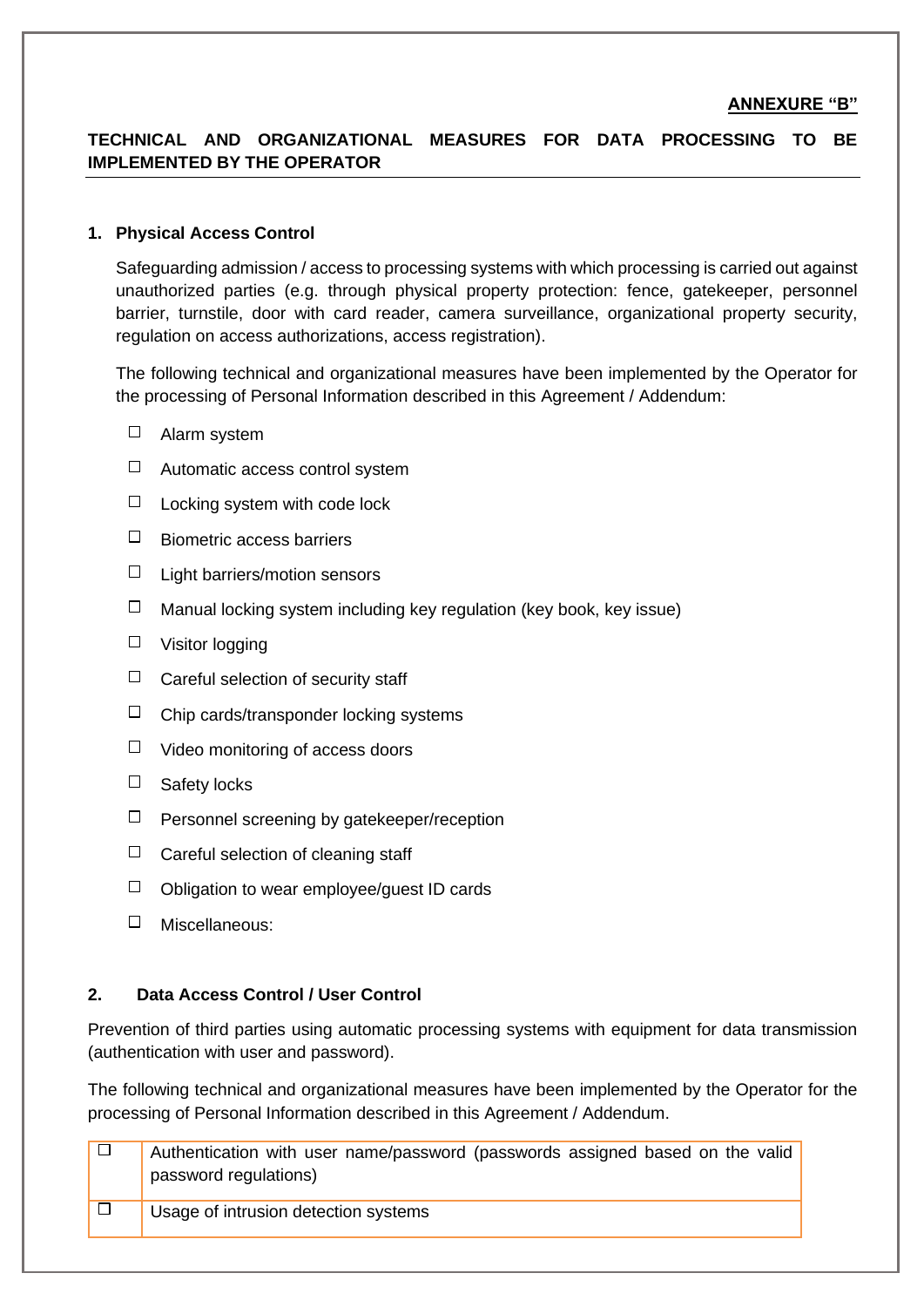**ANNEXURE "B"**

**TECHNICAL AND ORGANIZATIONAL MEASURES FOR DATA PROCESSING TO BE IMPLEMENTED BY THE OPERATOR**

## 1. Physical Access Control

Safeguarding admission / access to processing systems with which processing is carried out against unauthorized parties (e.g. through physical property protection: fence, gatekeeper, personnel barrier, turnstile, door with card reader, camera surveillance, organizational property security, regulation on access authorizations, access registration).

The following technical and organizational measures have been implemented by the Operator for the processing of Personal Information described in this Agreement / Addendum:

- ☐ Alarm system
- ☐ Automatic access control system
- ☐ Locking system with code lock
- ☐ Biometric access barriers
- ☐ Light barriers/motion sensors
- ☐ Manual locking system including key regulation (key book, key issue)
- ☐ Visitor logging
- ☐ Careful selection of security staff
- ☐ Chip cards/transponder locking systems
- ☐ Video monitoring of access doors
- ☐ Safety locks
- ☐ Personnel screening by gatekeeper/reception
- ☐ Careful selection of cleaning staff
- ☐ Obligation to wear employee/guest ID cards
- ☐ Miscellaneous:

## 2. Data Access Control / User Control

Prevention of third parties using automatic processing systems with equipment for data transmission (authentication with user and password).

The following technical and organizational measures have been implemented by the Operator for the processing of Personal Information described in this Agreement / Addendum.

| | |
|---|---|
| ☐ | Authentication with user name/password (passwords assigned based on the valid password regulations) |
| ☐ | Usage of intrusion detection systems |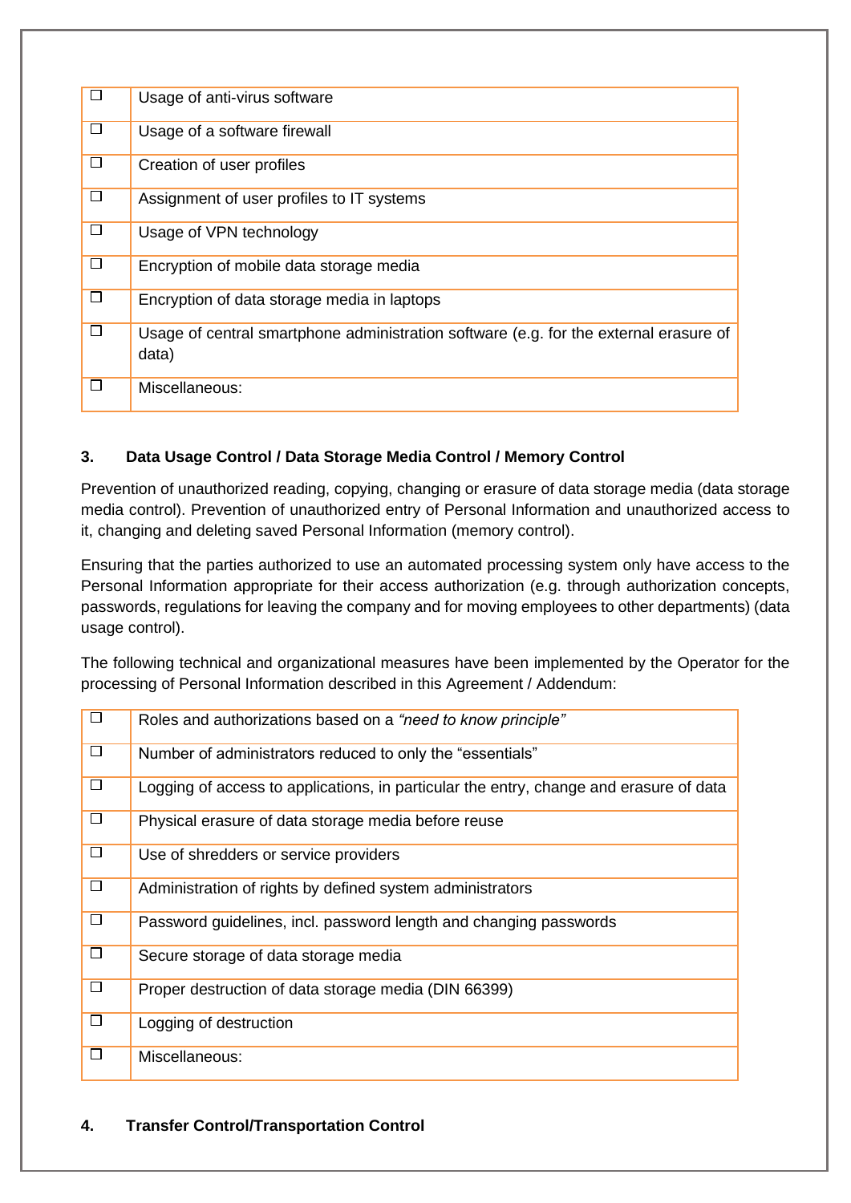| ☐ | Usage of anti-virus software |
|---|---|
| ☐ | Usage of a software firewall |
| ☐ | Creation of user profiles |
| ☐ | Assignment of user profiles to IT systems |
| ☐ | Usage of VPN technology |
| ☐ | Encryption of mobile data storage media |
| ☐ | Encryption of data storage media in laptops |
| ☐ | Usage of central smartphone administration software (e.g. for the external erasure of data) |
| ☐ | Miscellaneous: |

**3. Data Usage Control / Data Storage Media Control / Memory Control**

Prevention of unauthorized reading, copying, changing or erasure of data storage media (data storage media control). Prevention of unauthorized entry of Personal Information and unauthorized access to it, changing and deleting saved Personal Information (memory control).

Ensuring that the parties authorized to use an automated processing system only have access to the Personal Information appropriate for their access authorization (e.g. through authorization concepts, passwords, regulations for leaving the company and for moving employees to other departments) (data usage control).

The following technical and organizational measures have been implemented by the Operator for the processing of Personal Information described in this Agreement / Addendum:

| ☐ | Roles and authorizations based on a *"need to know principle"* |
|---|---|
| ☐ | Number of administrators reduced to only the "essentials" |
| ☐ | Logging of access to applications, in particular the entry, change and erasure of data |
| ☐ | Physical erasure of data storage media before reuse |
| ☐ | Use of shredders or service providers |
| ☐ | Administration of rights by defined system administrators |
| ☐ | Password guidelines, incl. password length and changing passwords |
| ☐ | Secure storage of data storage media |
| ☐ | Proper destruction of data storage media (DIN 66399) |
| ☐ | Logging of destruction |
| ☐ | Miscellaneous: |

**4. Transfer Control/Transportation Control**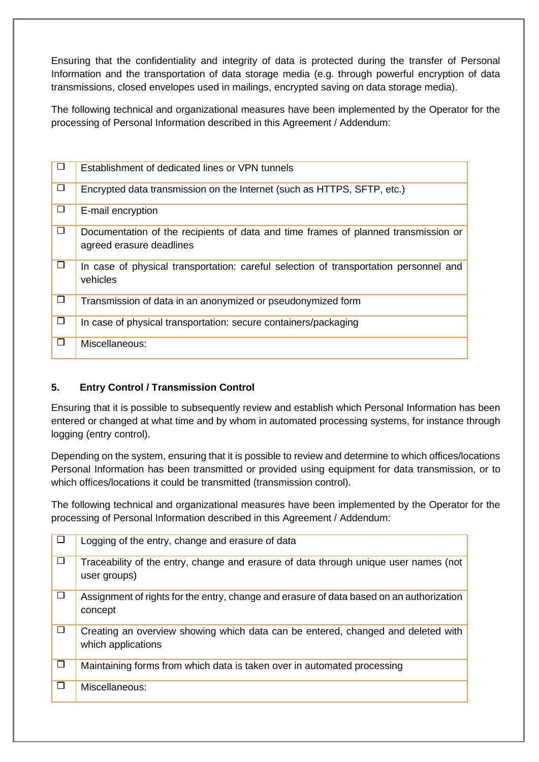Ensuring that the confidentiality and integrity of data is protected during the transfer of Personal Information and the transportation of data storage media (e.g. through powerful encryption of data transmissions, closed envelopes used in mailings, encrypted saving on data storage media).

The following technical and organizational measures have been implemented by the Operator for the processing of Personal Information described in this Agreement / Addendum:

| | |
|---|---|
| ☐ | Establishment of dedicated lines or VPN tunnels |
| ☐ | Encrypted data transmission on the Internet (such as HTTPS, SFTP, etc.) |
| ☐ | E-mail encryption |
| ☐ | Documentation of the recipients of data and time frames of planned transmission or agreed erasure deadlines |
| ☐ | In case of physical transportation: careful selection of transportation personnel and vehicles |
| ☐ | Transmission of data in an anonymized or pseudonymized form |
| ☐ | In case of physical transportation: secure containers/packaging |
| ☐ | Miscellaneous: |

### 5. Entry Control / Transmission Control

Ensuring that it is possible to subsequently review and establish which Personal Information has been entered or changed at what time and by whom in automated processing systems, for instance through logging (entry control).

Depending on the system, ensuring that it is possible to review and determine to which offices/locations Personal Information has been transmitted or provided using equipment for data transmission, or to which offices/locations it could be transmitted (transmission control).

The following technical and organizational measures have been implemented by the Operator for the processing of Personal Information described in this Agreement / Addendum:

| | |
|---|---|
| ☐ | Logging of the entry, change and erasure of data |
| ☐ | Traceability of the entry, change and erasure of data through unique user names (not user groups) |
| ☐ | Assignment of rights for the entry, change and erasure of data based on an authorization concept |
| ☐ | Creating an overview showing which data can be entered, changed and deleted with which applications |
| ☐ | Maintaining forms from which data is taken over in automated processing |
| ☐ | Miscellaneous: |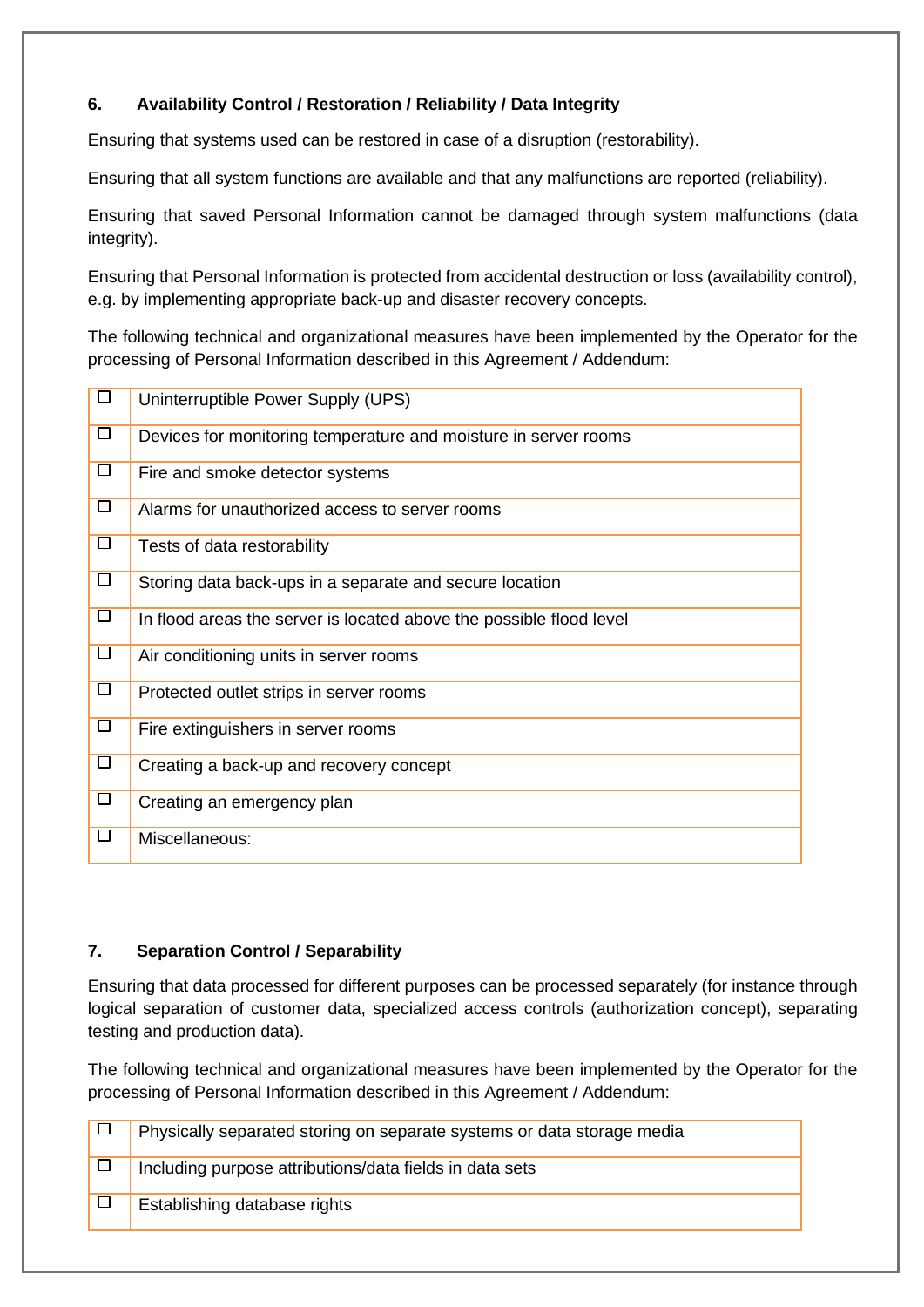## 6. Availability Control / Restoration / Reliability / Data Integrity

Ensuring that systems used can be restored in case of a disruption (restorability).

Ensuring that all system functions are available and that any malfunctions are reported (reliability).

Ensuring that saved Personal Information cannot be damaged through system malfunctions (data integrity).

Ensuring that Personal Information is protected from accidental destruction or loss (availability control), e.g. by implementing appropriate back-up and disaster recovery concepts.

The following technical and organizational measures have been implemented by the Operator for the processing of Personal Information described in this Agreement / Addendum:

| | |
|---|---|
| ☐ | Uninterruptible Power Supply (UPS) |
| ☐ | Devices for monitoring temperature and moisture in server rooms |
| ☐ | Fire and smoke detector systems |
| ☐ | Alarms for unauthorized access to server rooms |
| ☐ | Tests of data restorability |
| ☐ | Storing data back-ups in a separate and secure location |
| ☐ | In flood areas the server is located above the possible flood level |
| ☐ | Air conditioning units in server rooms |
| ☐ | Protected outlet strips in server rooms |
| ☐ | Fire extinguishers in server rooms |
| ☐ | Creating a back-up and recovery concept |
| ☐ | Creating an emergency plan |
| ☐ | Miscellaneous: |

## 7. Separation Control / Separability

Ensuring that data processed for different purposes can be processed separately (for instance through logical separation of customer data, specialized access controls (authorization concept), separating testing and production data).

The following technical and organizational measures have been implemented by the Operator for the processing of Personal Information described in this Agreement / Addendum:

| | |
|---|---|
| ☐ | Physically separated storing on separate systems or data storage media |
| ☐ | Including purpose attributions/data fields in data sets |
| ☐ | Establishing database rights |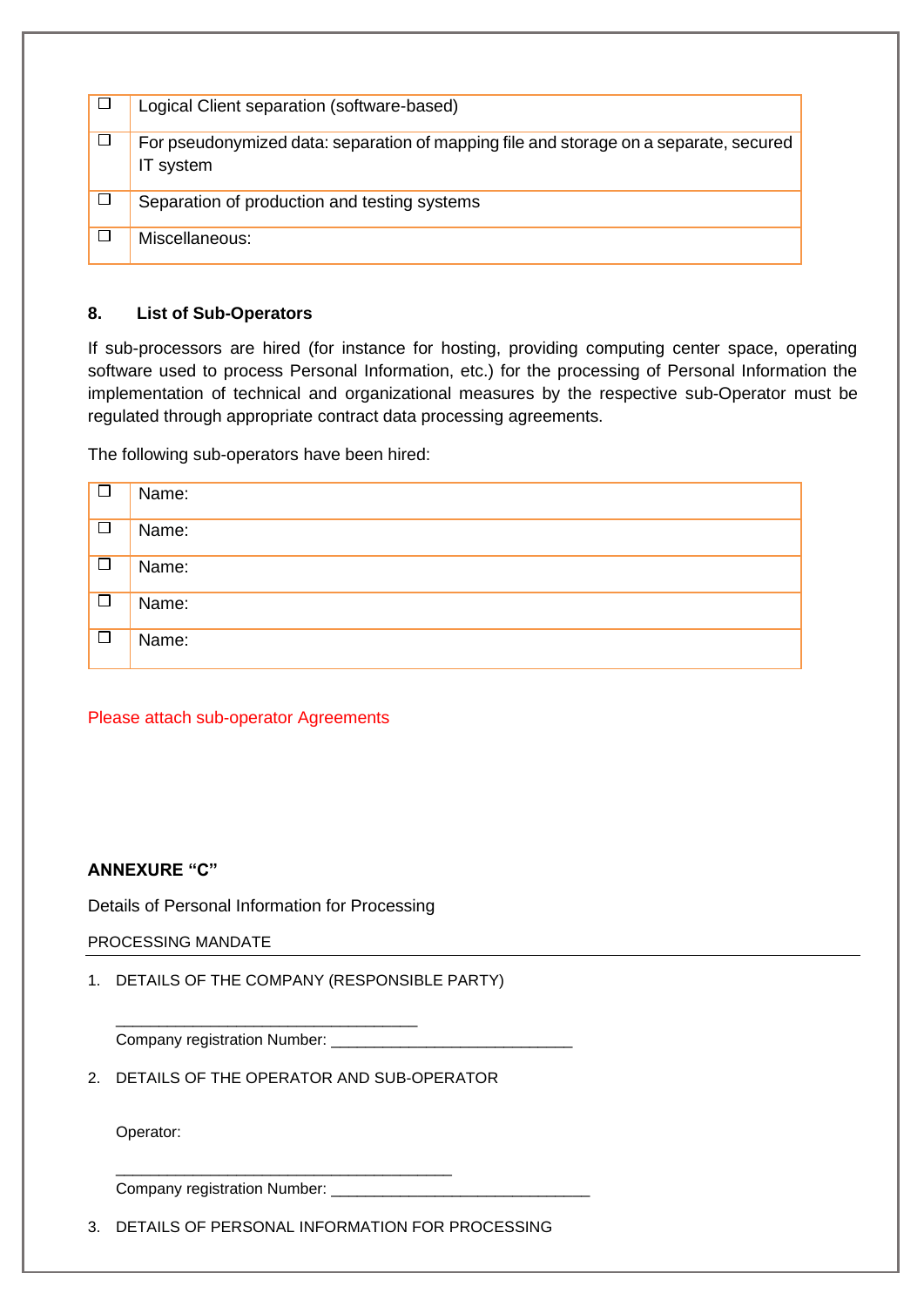| ☐ | Logical Client separation (software-based) |
|---|---|
| ☐ | For pseudonymized data: separation of mapping file and storage on a separate, secured IT system |
| ☐ | Separation of production and testing systems |
| ☐ | Miscellaneous: |

**8. List of Sub-Operators**

If sub-processors are hired (for instance for hosting, providing computing center space, operating software used to process Personal Information, etc.) for the processing of Personal Information the implementation of technical and organizational measures by the respective sub-Operator must be regulated through appropriate contract data processing agreements.

The following sub-operators have been hired:

| ☐ | Name: |
|---|---|
| ☐ | Name: |
| ☐ | Name: |
| ☐ | Name: |
| ☐ | Name: |

Please attach sub-operator Agreements

**ANNEXURE "C"**

Details of Personal Information for Processing

PROCESSING MANDATE

1. DETAILS OF THE COMPANY (RESPONSIBLE PARTY)

   ___________________________________
   Company registration Number: ____________________________

2. DETAILS OF THE OPERATOR AND SUB-OPERATOR

   Operator:

   _______________________________________
   Company registration Number: ______________________________

3. DETAILS OF PERSONAL INFORMATION FOR PROCESSING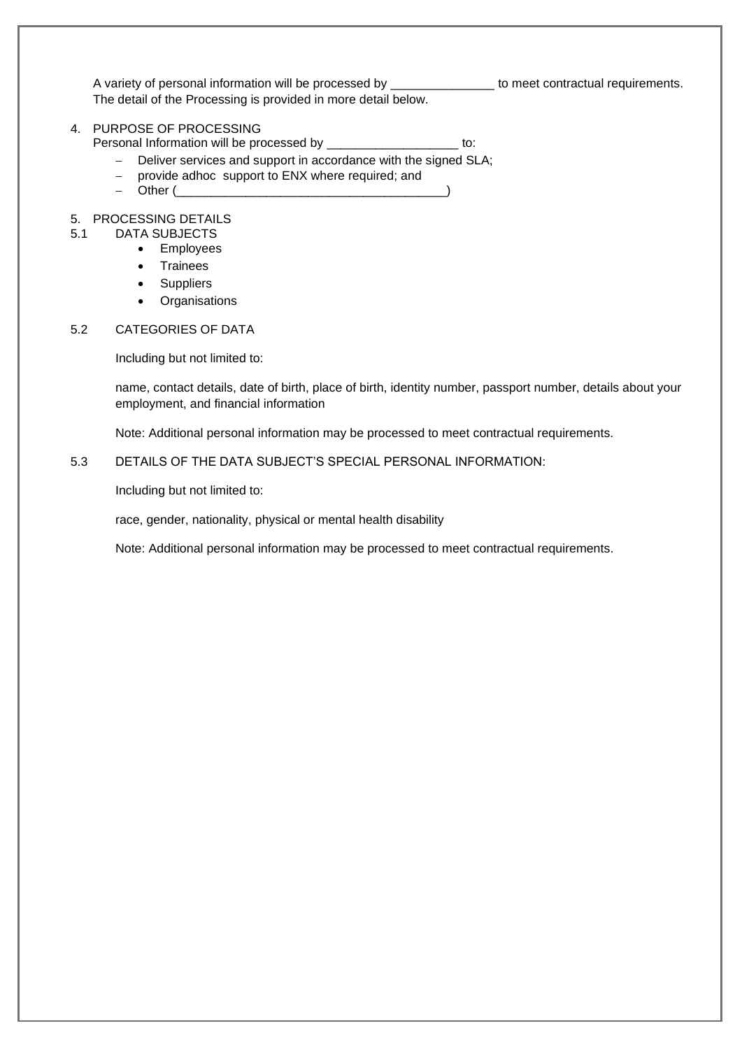A variety of personal information will be processed by _______________ to meet contractual requirements. The detail of the Processing is provided in more detail below.

4. PURPOSE OF PROCESSING

Personal Information will be processed by ___________________ to:

- Deliver services and support in accordance with the signed SLA;
- provide adhoc support to ENX where required; and
- Other (________________________________________)

5. PROCESSING DETAILS

5.1 DATA SUBJECTS

- Employees
- Trainees
- Suppliers
- Organisations

5.2 CATEGORIES OF DATA

Including but not limited to:

name, contact details, date of birth, place of birth, identity number, passport number, details about your employment, and financial information

Note: Additional personal information may be processed to meet contractual requirements.

5.3 DETAILS OF THE DATA SUBJECT'S SPECIAL PERSONAL INFORMATION:

Including but not limited to:

race, gender, nationality, physical or mental health disability

Note: Additional personal information may be processed to meet contractual requirements.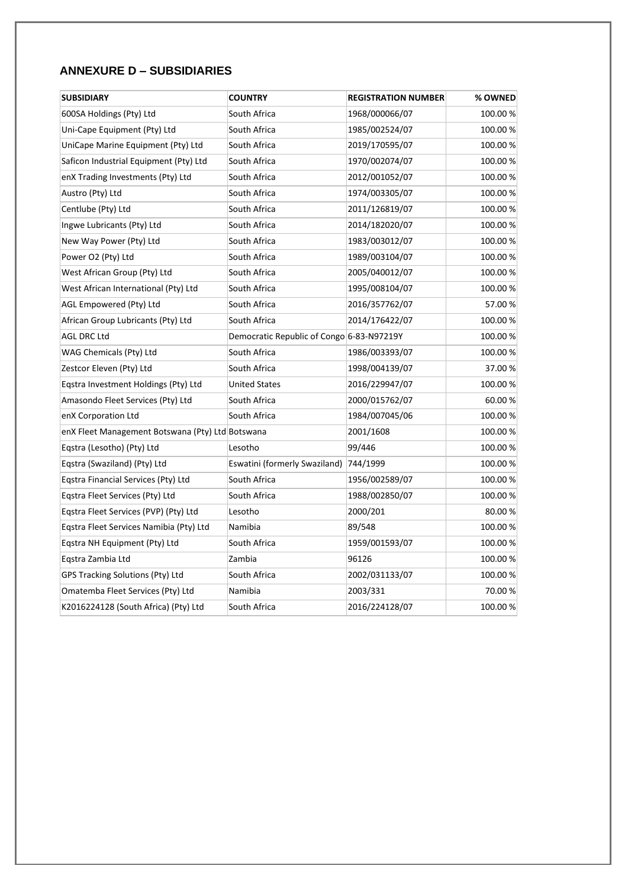## ANNEXURE D – SUBSIDIARIES

| SUBSIDIARY | COUNTRY | REGISTRATION NUMBER | % OWNED |
|---|---|---|---|
| 600SA Holdings (Pty) Ltd | South Africa | 1968/000066/07 | 100.00 % |
| Uni-Cape Equipment (Pty) Ltd | South Africa | 1985/002524/07 | 100.00 % |
| UniCape Marine Equipment (Pty) Ltd | South Africa | 2019/170595/07 | 100.00 % |
| Saficon Industrial Equipment (Pty) Ltd | South Africa | 1970/002074/07 | 100.00 % |
| enX Trading Investments (Pty) Ltd | South Africa | 2012/001052/07 | 100.00 % |
| Austro (Pty) Ltd | South Africa | 1974/003305/07 | 100.00 % |
| Centlube (Pty) Ltd | South Africa | 2011/126819/07 | 100.00 % |
| Ingwe Lubricants (Pty) Ltd | South Africa | 2014/182020/07 | 100.00 % |
| New Way Power (Pty) Ltd | South Africa | 1983/003012/07 | 100.00 % |
| Power O2 (Pty) Ltd | South Africa | 1989/003104/07 | 100.00 % |
| West African Group (Pty) Ltd | South Africa | 2005/040012/07 | 100.00 % |
| West African International (Pty) Ltd | South Africa | 1995/008104/07 | 100.00 % |
| AGL Empowered (Pty) Ltd | South Africa | 2016/357762/07 | 57.00 % |
| African Group Lubricants (Pty) Ltd | South Africa | 2014/176422/07 | 100.00 % |
| AGL DRC Ltd | Democratic Republic of Congo | 6-83-N97219Y | 100.00 % |
| WAG Chemicals (Pty) Ltd | South Africa | 1986/003393/07 | 100.00 % |
| Zestcor Eleven (Pty) Ltd | South Africa | 1998/004139/07 | 37.00 % |
| Eqstra Investment Holdings (Pty) Ltd | United States | 2016/229947/07 | 100.00 % |
| Amasondo Fleet Services (Pty) Ltd | South Africa | 2000/015762/07 | 60.00 % |
| enX Corporation Ltd | South Africa | 1984/007045/06 | 100.00 % |
| enX Fleet Management Botswana (Pty) Ltd | Botswana | 2001/1608 | 100.00 % |
| Eqstra (Lesotho) (Pty) Ltd | Lesotho | 99/446 | 100.00 % |
| Eqstra (Swaziland) (Pty) Ltd | Eswatini (formerly Swaziland) | 744/1999 | 100.00 % |
| Eqstra Financial Services (Pty) Ltd | South Africa | 1956/002589/07 | 100.00 % |
| Eqstra Fleet Services (Pty) Ltd | South Africa | 1988/002850/07 | 100.00 % |
| Eqstra Fleet Services (PVP) (Pty) Ltd | Lesotho | 2000/201 | 80.00 % |
| Eqstra Fleet Services Namibia (Pty) Ltd | Namibia | 89/548 | 100.00 % |
| Eqstra NH Equipment (Pty) Ltd | South Africa | 1959/001593/07 | 100.00 % |
| Eqstra Zambia Ltd | Zambia | 96126 | 100.00 % |
| GPS Tracking Solutions (Pty) Ltd | South Africa | 2002/031133/07 | 100.00 % |
| Omatemba Fleet Services (Pty) Ltd | Namibia | 2003/331 | 70.00 % |
| K2016224128 (South Africa) (Pty) Ltd | South Africa | 2016/224128/07 | 100.00 % |